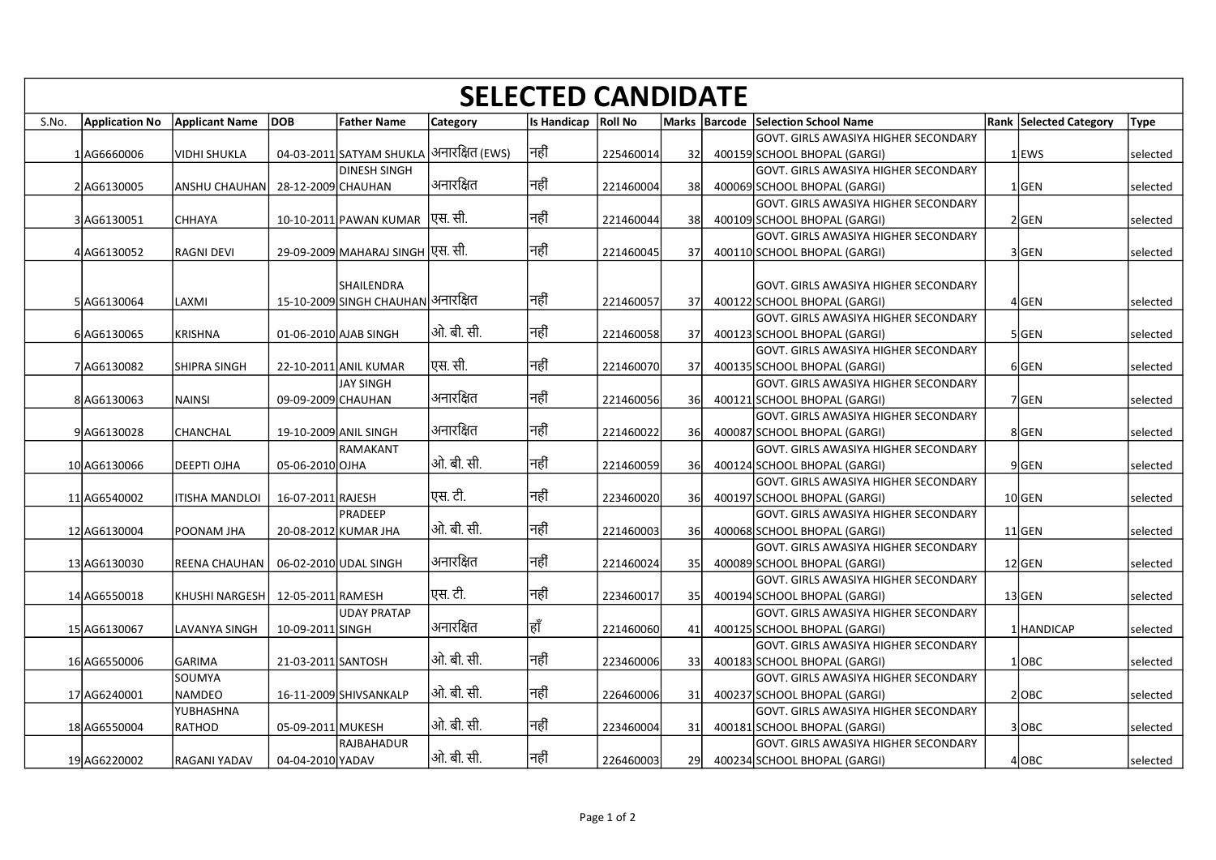# SELECTED CANDIDATE

| S.No. | Application No | Applicant Name | DOB | Father Name | Category | Is Handicap | Roll No | Marks | Barcode | Selection School Name | Rank | Selected Category | Type |
|---|---|---|---|---|---|---|---|---|---|---|---|---|---|
| 1 | AG6660006 | VIDHI SHUKLA | 04-03-2011 | SATYAM SHUKLA | अनारक्षित (EWS) | नहीं | 225460014 | 32 | 400159 | GOVT. GIRLS AWASIYA HIGHER SECONDARY SCHOOL BHOPAL (GARGI) | 1 | EWS | selected |
| 2 | AG6130005 | ANSHU CHAUHAN | 28-12-2009 | DINESH SINGH CHAUHAN | अनारक्षित | नहीं | 221460004 | 38 | 400069 | GOVT. GIRLS AWASIYA HIGHER SECONDARY SCHOOL BHOPAL (GARGI) | 1 | GEN | selected |
| 3 | AG6130051 | CHHAYA | 10-10-2011 | PAWAN KUMAR | एस. सी. | नहीं | 221460044 | 38 | 400109 | GOVT. GIRLS AWASIYA HIGHER SECONDARY SCHOOL BHOPAL (GARGI) | 2 | GEN | selected |
| 4 | AG6130052 | RAGNI DEVI | 29-09-2009 | MAHARAJ SINGH | एस. सी. | नहीं | 221460045 | 37 | 400110 | GOVT. GIRLS AWASIYA HIGHER SECONDARY SCHOOL BHOPAL (GARGI) | 3 | GEN | selected |
| 5 | AG6130064 | LAXMI | 15-10-2009 | SHAILENDRA SINGH CHAUHAN | अनारक्षित | नहीं | 221460057 | 37 | 400122 | GOVT. GIRLS AWASIYA HIGHER SECONDARY SCHOOL BHOPAL (GARGI) | 4 | GEN | selected |
| 6 | AG6130065 | KRISHNA | 01-06-2010 | AJAB SINGH | ओ. बी. सी. | नहीं | 221460058 | 37 | 400123 | GOVT. GIRLS AWASIYA HIGHER SECONDARY SCHOOL BHOPAL (GARGI) | 5 | GEN | selected |
| 7 | AG6130082 | SHIPRA SINGH | 22-10-2011 | ANIL KUMAR | एस. सी. | नहीं | 221460070 | 37 | 400135 | GOVT. GIRLS AWASIYA HIGHER SECONDARY SCHOOL BHOPAL (GARGI) | 6 | GEN | selected |
| 8 | AG6130063 | NAINSI | 09-09-2009 | JAY SINGH CHAUHAN | अनारक्षित | नहीं | 221460056 | 36 | 400121 | GOVT. GIRLS AWASIYA HIGHER SECONDARY SCHOOL BHOPAL (GARGI) | 7 | GEN | selected |
| 9 | AG6130028 | CHANCHAL | 19-10-2009 | ANIL SINGH | अनारक्षित | नहीं | 221460022 | 36 | 400087 | GOVT. GIRLS AWASIYA HIGHER SECONDARY SCHOOL BHOPAL (GARGI) | 8 | GEN | selected |
| 10 | AG6130066 | DEEPTI OJHA | 05-06-2010 | RAMAKANT OJHA | ओ. बी. सी. | नहीं | 221460059 | 36 | 400124 | GOVT. GIRLS AWASIYA HIGHER SECONDARY SCHOOL BHOPAL (GARGI) | 9 | GEN | selected |
| 11 | AG6540002 | ITISHA MANDLOI | 16-07-2011 | RAJESH | एस. टी. | नहीं | 223460020 | 36 | 400197 | GOVT. GIRLS AWASIYA HIGHER SECONDARY SCHOOL BHOPAL (GARGI) | 10 | GEN | selected |
| 12 | AG6130004 | POONAM JHA | 20-08-2012 | PRADEEP KUMAR JHA | ओ. बी. सी. | नहीं | 221460003 | 36 | 400068 | GOVT. GIRLS AWASIYA HIGHER SECONDARY SCHOOL BHOPAL (GARGI) | 11 | GEN | selected |
| 13 | AG6130030 | REENA CHAUHAN | 06-02-2010 | UDAL SINGH | अनारक्षित | नहीं | 221460024 | 35 | 400089 | GOVT. GIRLS AWASIYA HIGHER SECONDARY SCHOOL BHOPAL (GARGI) | 12 | GEN | selected |
| 14 | AG6550018 | KHUSHI NARGESH | 12-05-2011 | RAMESH | एस. टी. | नहीं | 223460017 | 35 | 400194 | GOVT. GIRLS AWASIYA HIGHER SECONDARY SCHOOL BHOPAL (GARGI) | 13 | GEN | selected |
| 15 | AG6130067 | LAVANYA SINGH | 10-09-2011 | UDAY PRATAP SINGH | अनारक्षित | हाँ | 221460060 | 41 | 400125 | GOVT. GIRLS AWASIYA HIGHER SECONDARY SCHOOL BHOPAL (GARGI) | 1 | HANDICAP | selected |
| 16 | AG6550006 | GARIMA | 21-03-2011 | SANTOSH | ओ. बी. सी. | नहीं | 223460006 | 33 | 400183 | GOVT. GIRLS AWASIYA HIGHER SECONDARY SCHOOL BHOPAL (GARGI) | 1 | OBC | selected |
| 17 | AG6240001 | SOUMYA NAMDEO | 16-11-2009 | SHIVSANKALP | ओ. बी. सी. | नहीं | 226460006 | 31 | 400237 | GOVT. GIRLS AWASIYA HIGHER SECONDARY SCHOOL BHOPAL (GARGI) | 2 | OBC | selected |
| 18 | AG6550004 | YUBHASHNA RATHOD | 05-09-2011 | MUKESH | ओ. बी. सी. | नहीं | 223460004 | 31 | 400181 | GOVT. GIRLS AWASIYA HIGHER SECONDARY SCHOOL BHOPAL (GARGI) | 3 | OBC | selected |
| 19 | AG6220002 | RAGANI YADAV | 04-04-2010 | RAJBAHADUR YADAV | ओ. बी. सी. | नहीं | 226460003 | 29 | 400234 | GOVT. GIRLS AWASIYA HIGHER SECONDARY SCHOOL BHOPAL (GARGI) | 4 | OBC | selected |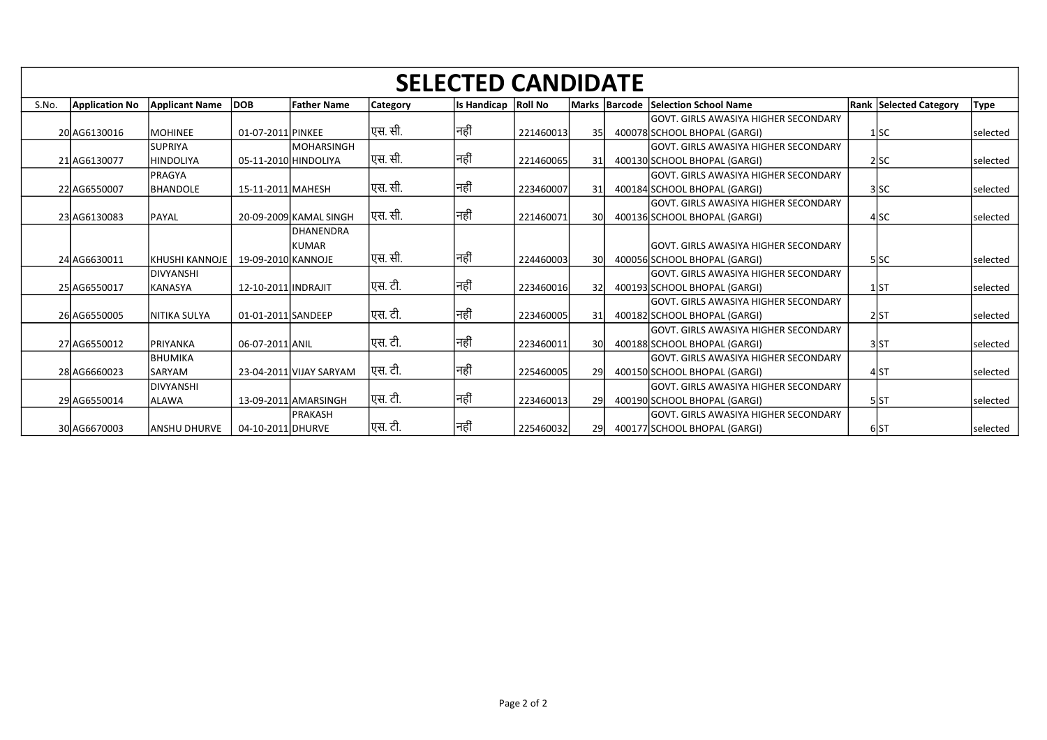# SELECTED CANDIDATE

| S.No. | Application No | Applicant Name | DOB | Father Name | Category | Is Handicap | Roll No | Marks | Barcode | Selection School Name | Rank | Selected Category | Type |
|---|---|---|---|---|---|---|---|---|---|---|---|---|---|
| 20 | AG6130016 | MOHINEE | 01-07-2011 | PINKEE | एस. सी. | नहीं | 221460013 | 35 | 400078 | GOVT. GIRLS AWASIYA HIGHER SECONDARY SCHOOL BHOPAL (GARGI) | 1 | SC | selected |
| 21 | AG6130077 | SUPRIYA HINDOLIYA | 05-11-2010 | MOHARSINGH HINDOLIYA | एस. सी. | नहीं | 221460065 | 31 | 400130 | GOVT. GIRLS AWASIYA HIGHER SECONDARY SCHOOL BHOPAL (GARGI) | 2 | SC | selected |
| 22 | AG6550007 | PRAGYA BHANDOLE | 15-11-2011 | MAHESH | एस. सी. | नहीं | 223460007 | 31 | 400184 | GOVT. GIRLS AWASIYA HIGHER SECONDARY SCHOOL BHOPAL (GARGI) | 3 | SC | selected |
| 23 | AG6130083 | PAYAL | 20-09-2009 | KAMAL SINGH | एस. सी. | नहीं | 221460071 | 30 | 400136 | GOVT. GIRLS AWASIYA HIGHER SECONDARY SCHOOL BHOPAL (GARGI) | 4 | SC | selected |
| 24 | AG6630011 | KHUSHI KANNOJE | 19-09-2010 | DHANENDRA KUMAR KANNOJE | एस. सी. | नहीं | 224460003 | 30 | 400056 | GOVT. GIRLS AWASIYA HIGHER SECONDARY SCHOOL BHOPAL (GARGI) | 5 | SC | selected |
| 25 | AG6550017 | DIVYANSHI KANASYA | 12-10-2011 | INDRAJIT | एस. टी. | नहीं | 223460016 | 32 | 400193 | GOVT. GIRLS AWASIYA HIGHER SECONDARY SCHOOL BHOPAL (GARGI) | 1 | ST | selected |
| 26 | AG6550005 | NITIKA SULYA | 01-01-2011 | SANDEEP | एस. टी. | नहीं | 223460005 | 31 | 400182 | GOVT. GIRLS AWASIYA HIGHER SECONDARY SCHOOL BHOPAL (GARGI) | 2 | ST | selected |
| 27 | AG6550012 | PRIYANKA | 06-07-2011 | ANIL | एस. टी. | नहीं | 223460011 | 30 | 400188 | GOVT. GIRLS AWASIYA HIGHER SECONDARY SCHOOL BHOPAL (GARGI) | 3 | ST | selected |
| 28 | AG6660023 | BHUMIKA SARYAM | 23-04-2011 | VIJAY SARYAM | एस. टी. | नहीं | 225460005 | 29 | 400150 | GOVT. GIRLS AWASIYA HIGHER SECONDARY SCHOOL BHOPAL (GARGI) | 4 | ST | selected |
| 29 | AG6550014 | DIVYANSHI ALAWA | 13-09-2011 | AMARSINGH | एस. टी. | नहीं | 223460013 | 29 | 400190 | GOVT. GIRLS AWASIYA HIGHER SECONDARY SCHOOL BHOPAL (GARGI) | 5 | ST | selected |
| 30 | AG6670003 | ANSHU DHURVE | 04-10-2011 | PRAKASH DHURVE | एस. टी. | नहीं | 225460032 | 29 | 400177 | GOVT. GIRLS AWASIYA HIGHER SECONDARY SCHOOL BHOPAL (GARGI) | 6 | ST | selected |